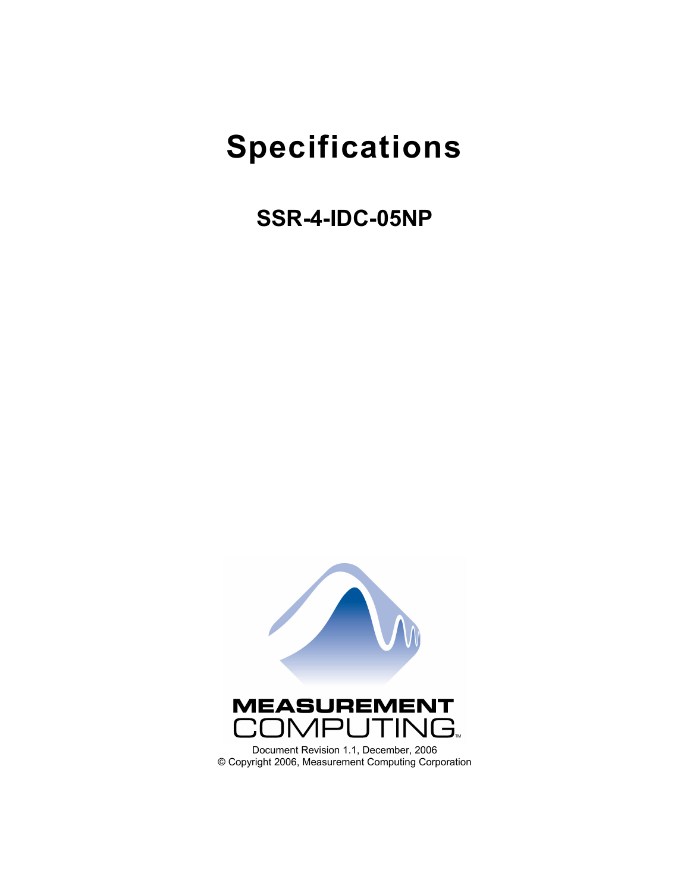# Specifications

## SSR-4-IDC-05NP

MEASUREMENT COMPUTING

Document Revision 1.1, December, 2006
© Copyright 2006, Measurement Computing Corporation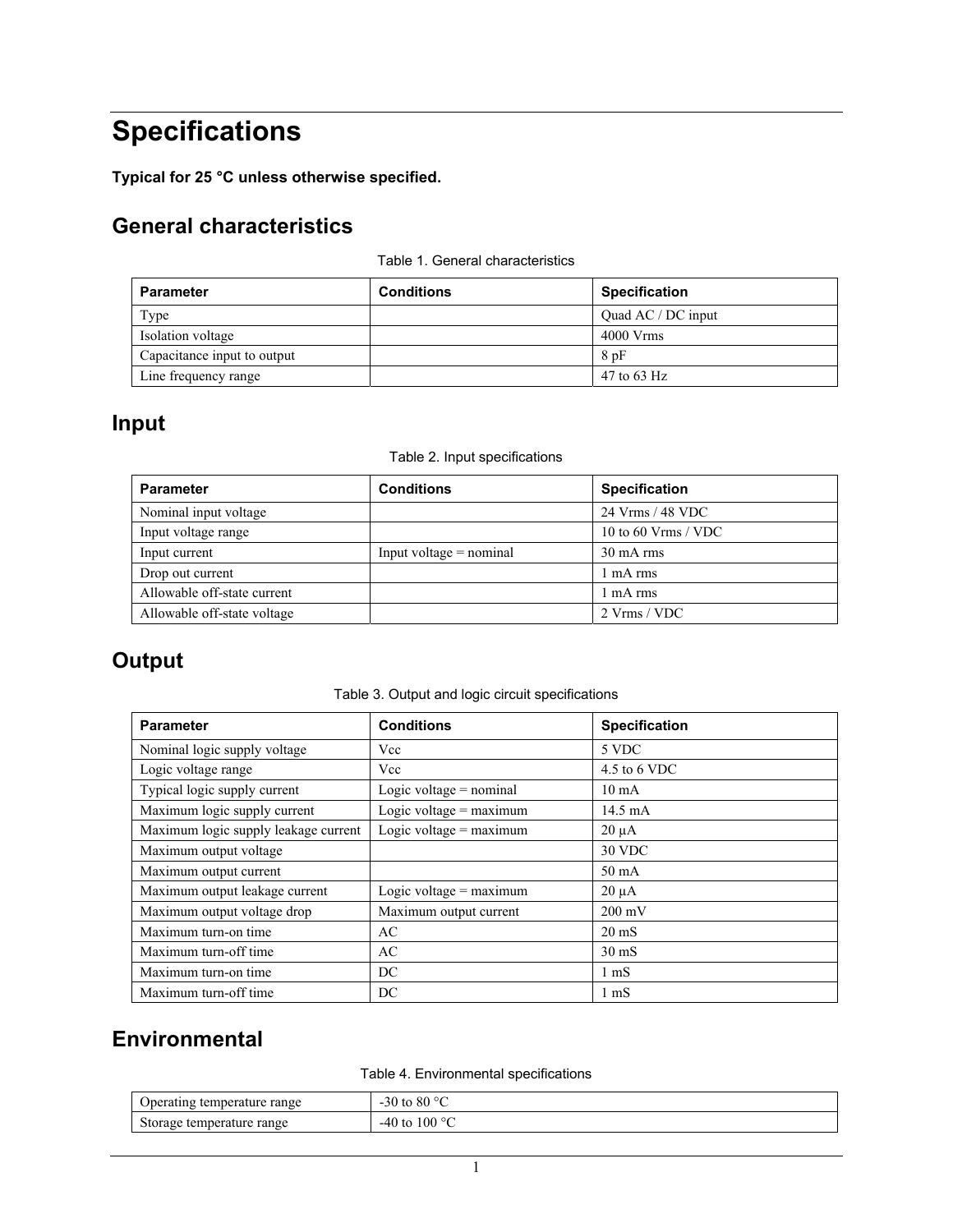# Specifications

**Typical for 25 °C unless otherwise specified.**

## General characteristics

Table 1. General characteristics

| Parameter | Conditions | Specification |
|---|---|---|
| Type | | Quad AC / DC input |
| Isolation voltage | | 4000 Vrms |
| Capacitance input to output | | 8 pF |
| Line frequency range | | 47 to 63 Hz |

## Input

Table 2. Input specifications

| Parameter | Conditions | Specification |
|---|---|---|
| Nominal input voltage | | 24 Vrms / 48 VDC |
| Input voltage range | | 10 to 60 Vrms / VDC |
| Input current | Input voltage = nominal | 30 mA rms |
| Drop out current | | 1 mA rms |
| Allowable off-state current | | 1 mA rms |
| Allowable off-state voltage | | 2 Vrms / VDC |

## Output

Table 3. Output and logic circuit specifications

| Parameter | Conditions | Specification |
|---|---|---|
| Nominal logic supply voltage | Vcc | 5 VDC |
| Logic voltage range | Vcc | 4.5 to 6 VDC |
| Typical logic supply current | Logic voltage = nominal | 10 mA |
| Maximum logic supply current | Logic voltage = maximum | 14.5 mA |
| Maximum logic supply leakage current | Logic voltage = maximum | 20 µA |
| Maximum output voltage | | 30 VDC |
| Maximum output current | | 50 mA |
| Maximum output leakage current | Logic voltage = maximum | 20 µA |
| Maximum output voltage drop | Maximum output current | 200 mV |
| Maximum turn-on time | AC | 20 mS |
| Maximum turn-off time | AC | 30 mS |
| Maximum turn-on time | DC | 1 mS |
| Maximum turn-off time | DC | 1 mS |

## Environmental

Table 4. Environmental specifications

| | |
|---|---|
| Operating temperature range | -30 to 80 °C |
| Storage temperature range | -40 to 100 °C |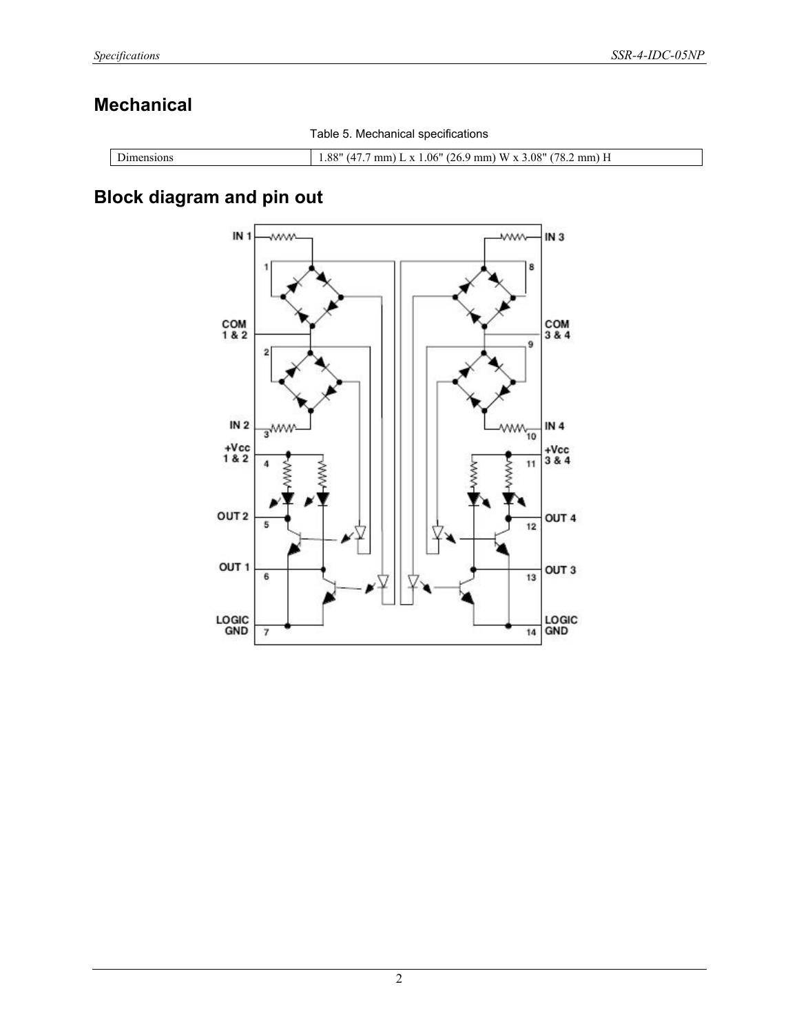## Mechanical

Table 5. Mechanical specifications

| Dimensions | 1.88" (47.7 mm) L x 1.06" (26.9 mm) W x 3.08" (78.2 mm) H |
|---|---|

## Block diagram and pin out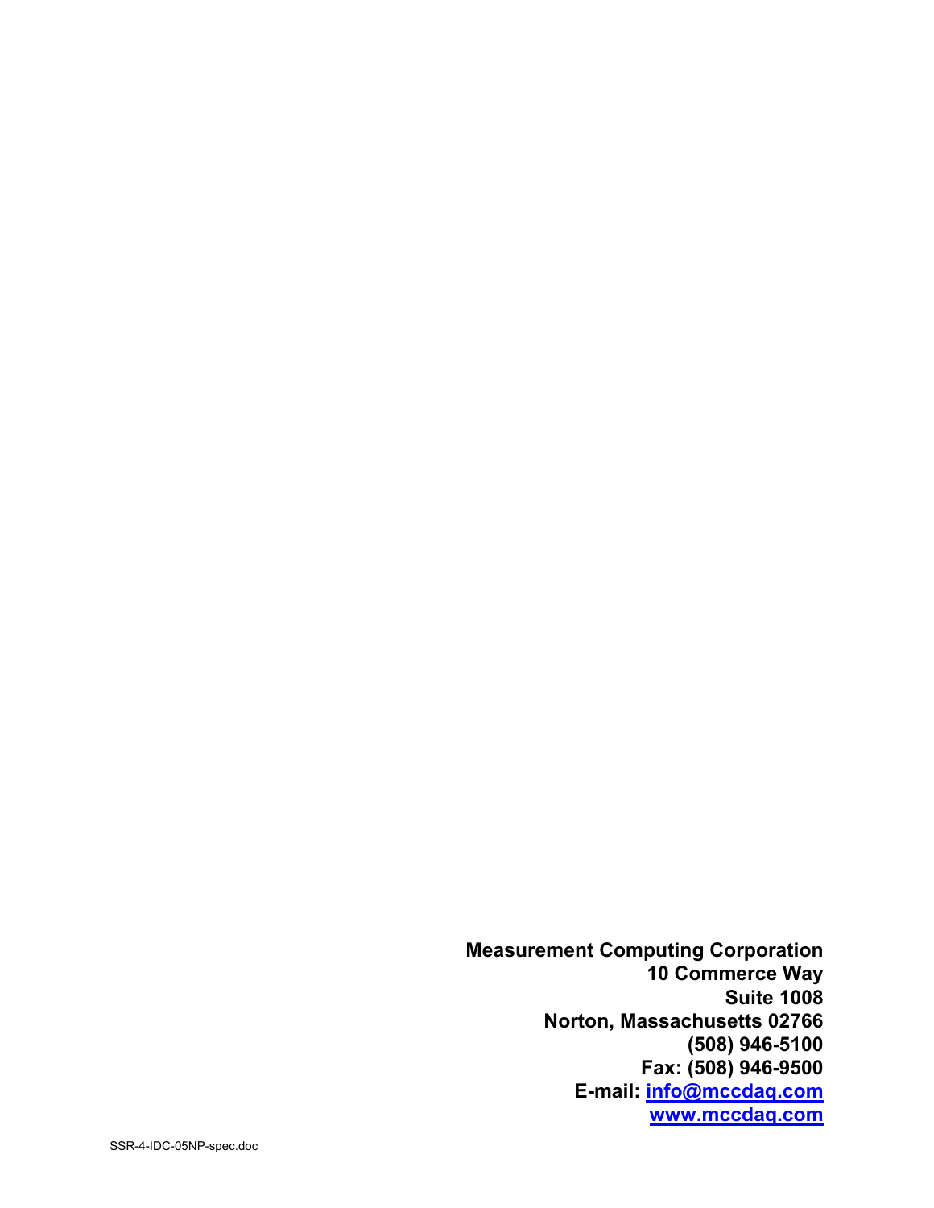**Measurement Computing Corporation**
**10 Commerce Way**
**Suite 1008**
**Norton, Massachusetts 02766**
**(508) 946-5100**
**Fax: (508) 946-9500**
**E-mail: [info@mccdaq.com](mailto:info@mccdaq.com)**
**[www.mccdaq.com](http://www.mccdaq.com)**

SSR-4-IDC-05NP-spec.doc